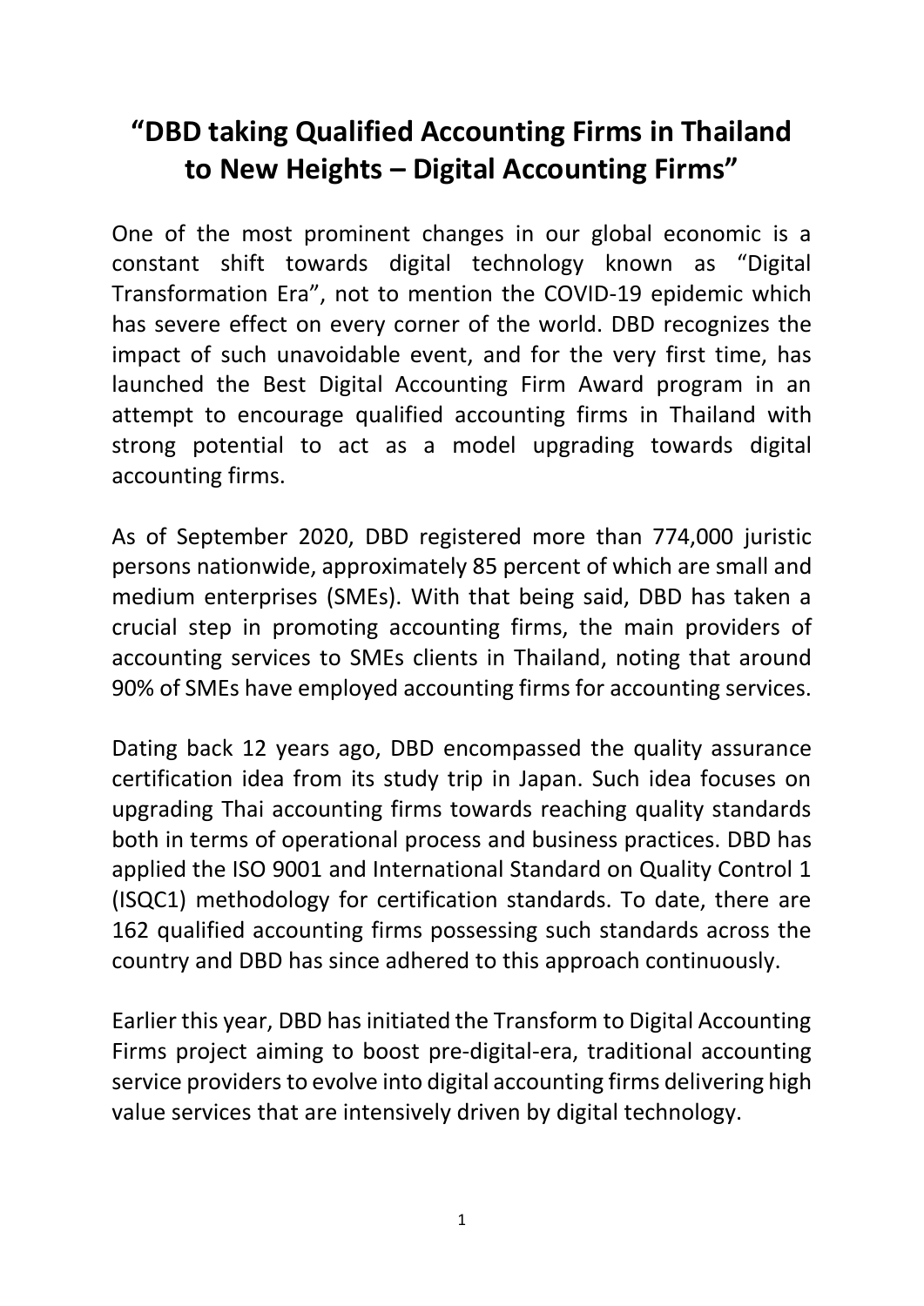# "DBD taking Qualified Accounting Firms in Thailand to New Heights – Digital Accounting Firms"

One of the most prominent changes in our global economic is a constant shift towards digital technology known as "Digital Transformation Era", not to mention the COVID-19 epidemic which has severe effect on every corner of the world. DBD recognizes the impact of such unavoidable event, and for the very first time, has launched the Best Digital Accounting Firm Award program in an attempt to encourage qualified accounting firms in Thailand with strong potential to act as a model upgrading towards digital accounting firms.

As of September 2020, DBD registered more than 774,000 juristic persons nationwide, approximately 85 percent of which are small and medium enterprises (SMEs). With that being said, DBD has taken a crucial step in promoting accounting firms, the main providers of accounting services to SMEs clients in Thailand, noting that around 90% of SMEs have employed accounting firms for accounting services.

Dating back 12 years ago, DBD encompassed the quality assurance certification idea from its study trip in Japan. Such idea focuses on upgrading Thai accounting firms towards reaching quality standards both in terms of operational process and business practices. DBD has applied the ISO 9001 and International Standard on Quality Control 1 (ISQC1) methodology for certification standards. To date, there are 162 qualified accounting firms possessing such standards across the country and DBD has since adhered to this approach continuously.

Earlier this year, DBD has initiated the Transform to Digital Accounting Firms project aiming to boost pre-digital-era, traditional accounting service providers to evolve into digital accounting firms delivering high value services that are intensively driven by digital technology.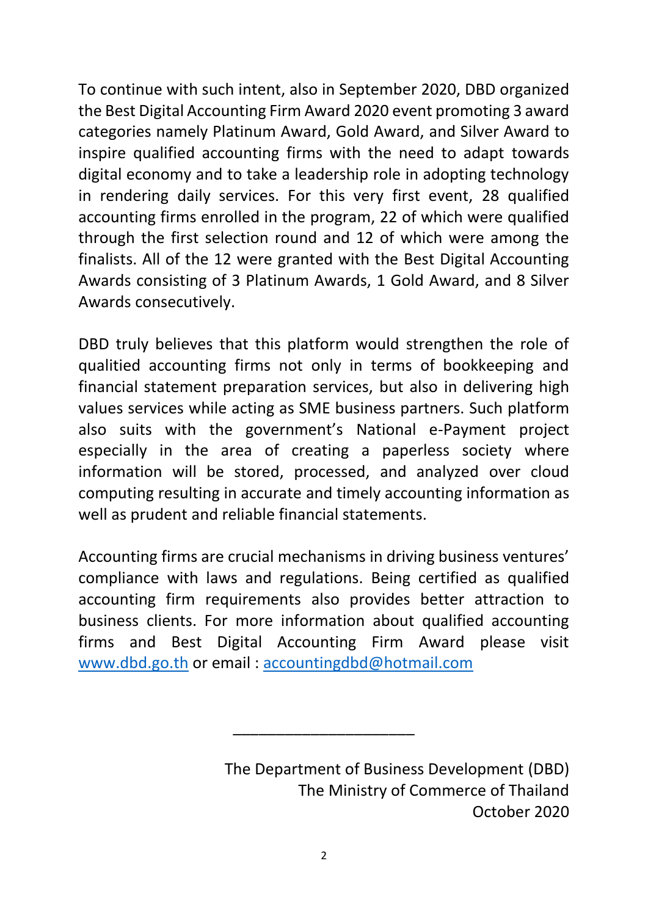To continue with such intent, also in September 2020, DBD organized the Best Digital Accounting Firm Award 2020 event promoting 3 award categories namely Platinum Award, Gold Award, and Silver Award to inspire qualified accounting firms with the need to adapt towards digital economy and to take a leadership role in adopting technology in rendering daily services. For this very first event, 28 qualified accounting firms enrolled in the program, 22 of which were qualified through the first selection round and 12 of which were among the finalists. All of the 12 were granted with the Best Digital Accounting Awards consisting of 3 Platinum Awards, 1 Gold Award, and 8 Silver Awards consecutively.

DBD truly believes that this platform would strengthen the role of qualitied accounting firms not only in terms of bookkeeping and financial statement preparation services, but also in delivering high values services while acting as SME business partners. Such platform also suits with the government's National e-Payment project especially in the area of creating a paperless society where information will be stored, processed, and analyzed over cloud computing resulting in accurate and timely accounting information as well as prudent and reliable financial statements.

Accounting firms are crucial mechanisms in driving business ventures' compliance with laws and regulations. Being certified as qualified accounting firm requirements also provides better attraction to business clients. For more information about qualified accounting firms and Best Digital Accounting Firm Award please visit [www.dbd.go.th](http://www.dbd.go.th) or email : [accountingdbd@hotmail.com](mailto:accountingdbd@hotmail.com)

---

The Department of Business Development (DBD)
The Ministry of Commerce of Thailand
October 2020